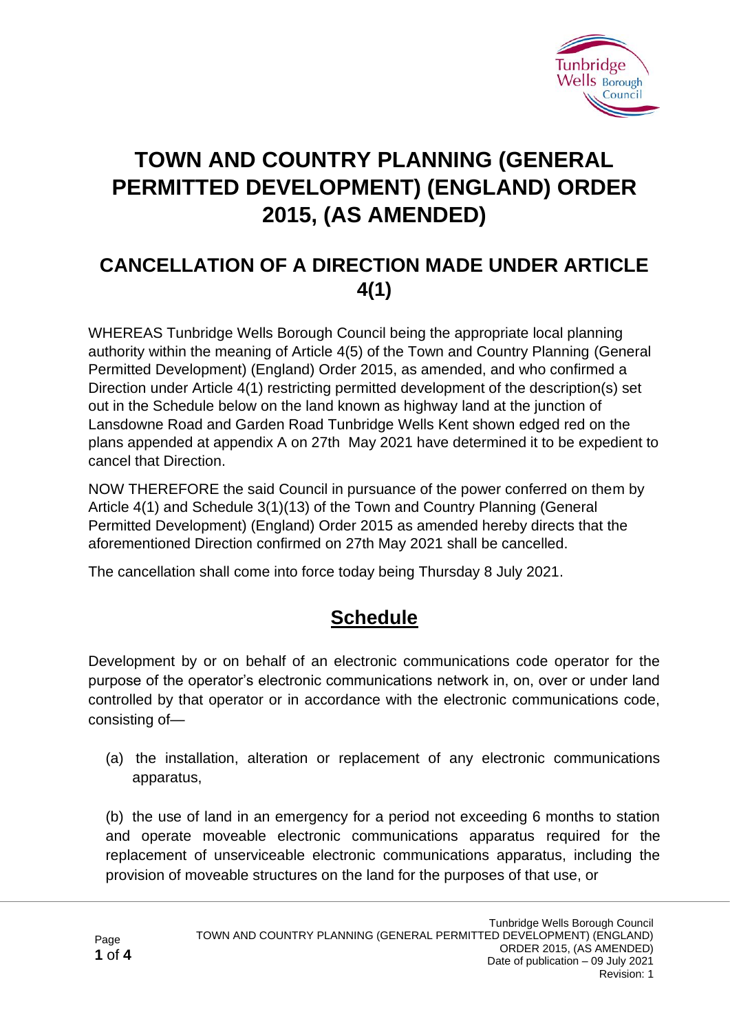# TOWN AND COUNTRY PLANNING (GENERAL PERMITTED DEVELOPMENT) (ENGLAND) ORDER 2015, (AS AMENDED)

## CANCELLATION OF A DIRECTION MADE UNDER ARTICLE 4(1)

WHEREAS Tunbridge Wells Borough Council being the appropriate local planning authority within the meaning of Article 4(5) of the Town and Country Planning (General Permitted Development) (England) Order 2015, as amended, and who confirmed a Direction under Article 4(1) restricting permitted development of the description(s) set out in the Schedule below on the land known as highway land at the junction of Lansdowne Road and Garden Road Tunbridge Wells Kent shown edged red on the plans appended at appendix A on 27th May 2021 have determined it to be expedient to cancel that Direction.

NOW THEREFORE the said Council in pursuance of the power conferred on them by Article 4(1) and Schedule 3(1)(13) of the Town and Country Planning (General Permitted Development) (England) Order 2015 as amended hereby directs that the aforementioned Direction confirmed on 27th May 2021 shall be cancelled.

The cancellation shall come into force today being Thursday 8 July 2021.

## Schedule

Development by or on behalf of an electronic communications code operator for the purpose of the operator's electronic communications network in, on, over or under land controlled by that operator or in accordance with the electronic communications code, consisting of—

(a) the installation, alteration or replacement of any electronic communications apparatus,

(b) the use of land in an emergency for a period not exceeding 6 months to station and operate moveable electronic communications apparatus required for the replacement of unserviceable electronic communications apparatus, including the provision of moveable structures on the land for the purposes of that use, or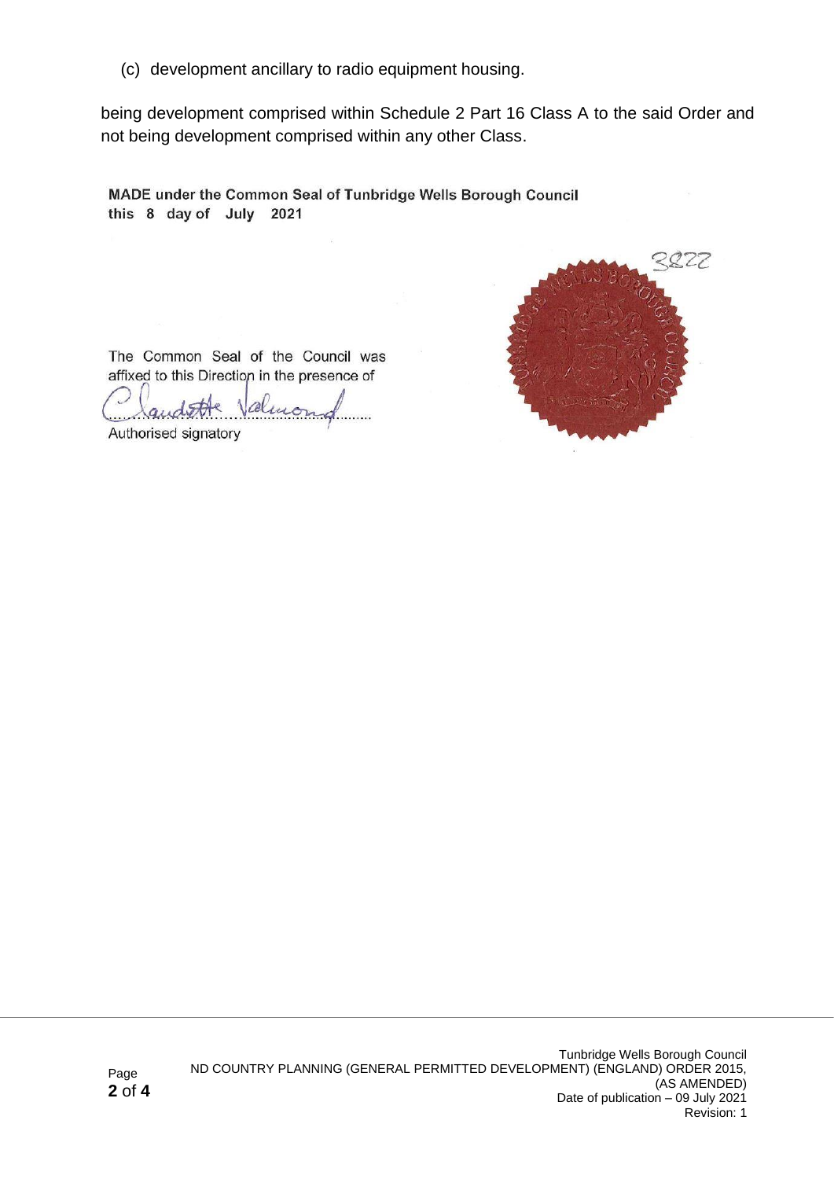(c) development ancillary to radio equipment housing.

being development comprised within Schedule 2 Part 16 Class A to the said Order and not being development comprised within any other Class.

**MADE under the Common Seal of Tunbridge Wells Borough Council this 8 day of July 2021**

The Common Seal of the Council was affixed to this Direction in the presence of

Claudette Valmond

Authorised signatory

3822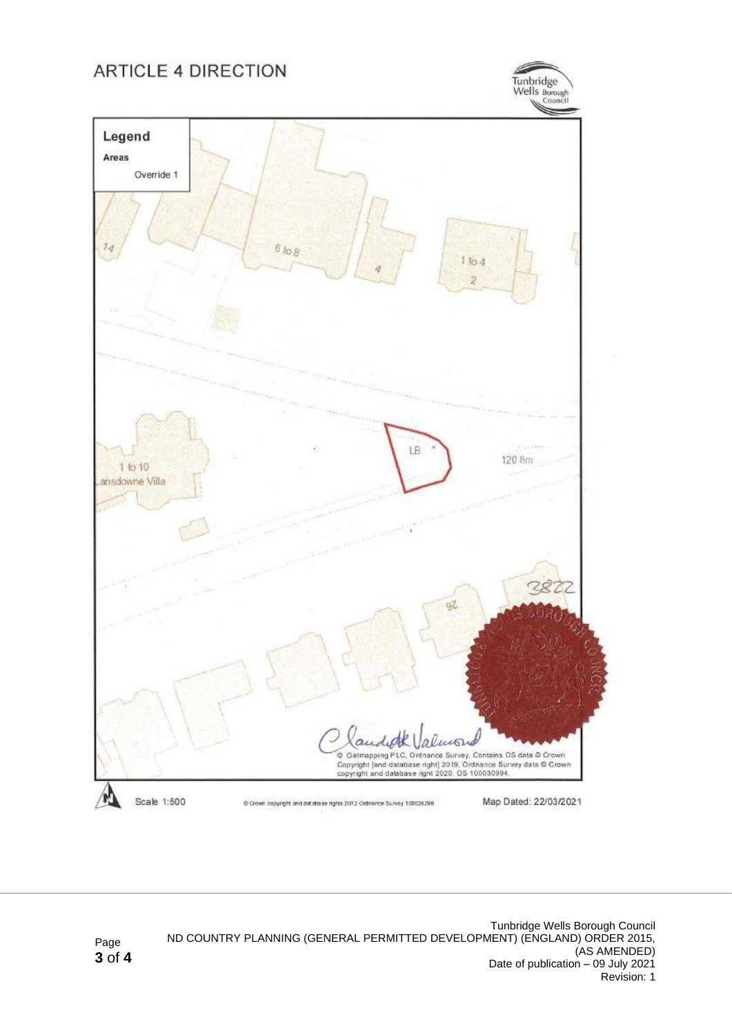# ARTICLE 4 DIRECTION

Tunbridge Wells Borough Council

**Legend**

**Areas**

Override 1

14

6 to 8

4

1 to 4

2

LB

120.8m

1 to 10

Lansdowne Villa

26

38/22

© Getmapping PLC, Ordnance Survey, Contains OS data © Crown Copyright [and database right] 2019, Ordnance Survey data © Crown copyright and database right 2020. OS 100030994.

Scale 1:500

© Crown copyright and database rights 2012 Ordnance Survey 100024298

Map Dated: 22/03/2021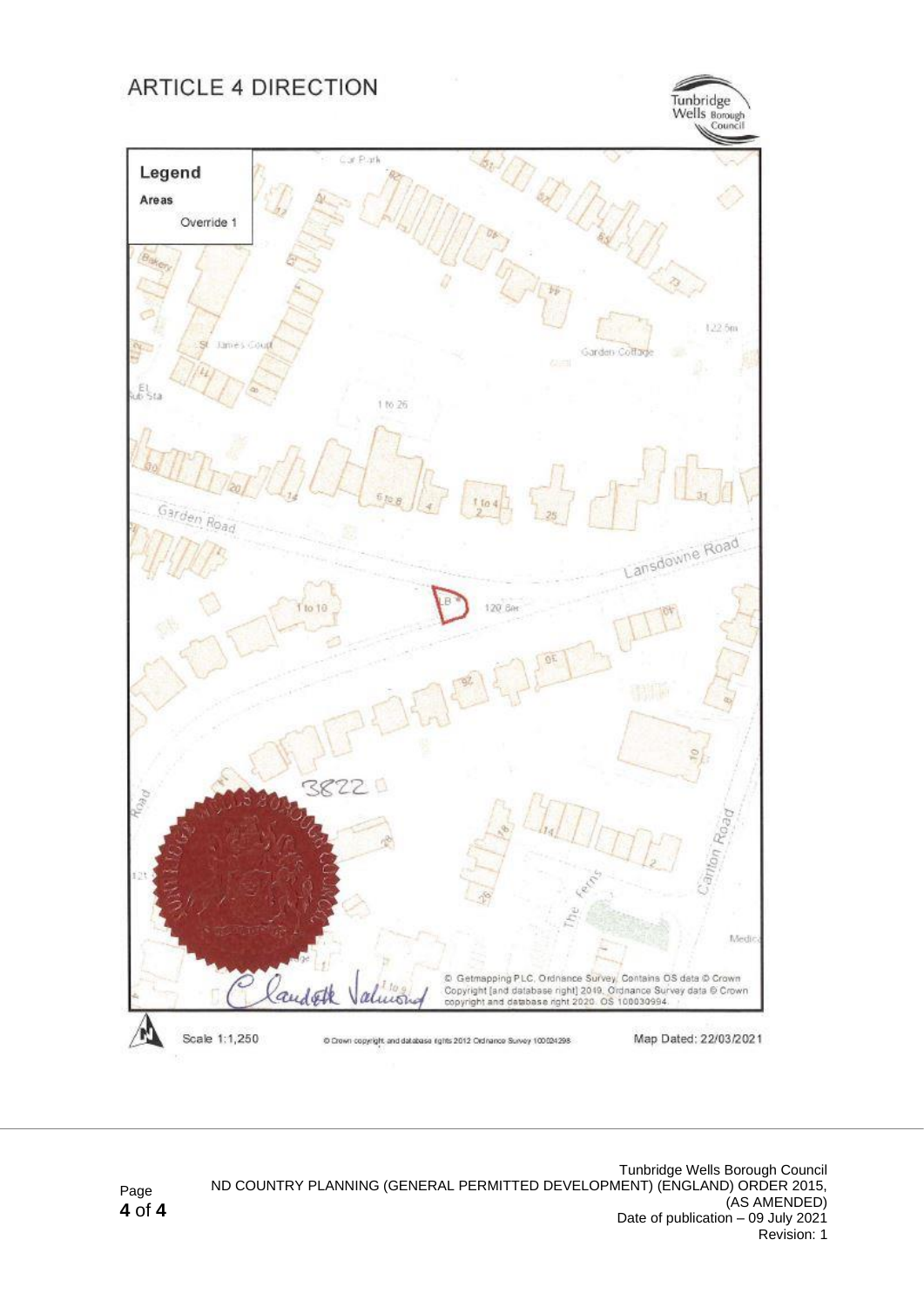# ARTICLE 4 DIRECTION

Tunbridge Wells Borough Council

Legend

Areas

Override 1

Car Park

St James Court

1 to 26

Garden Cottage

122.5m

El Sub Sta

Garden Road

6 to 8

1 to 4

Lansdowne Road

LB

120.8m

1 to 10

3822

The Ferns

Carlton Road

© Getmapping PLC. Ordnance Survey. Contains OS data © Crown Copyright [and database right] 2019. Ordnance Survey data © Crown copyright and database right 2020. OS 100030994.

Scale 1:1,250

© Crown copyright and database rights 2012 Ordnance Survey 100024298

Map Dated: 22/03/2021